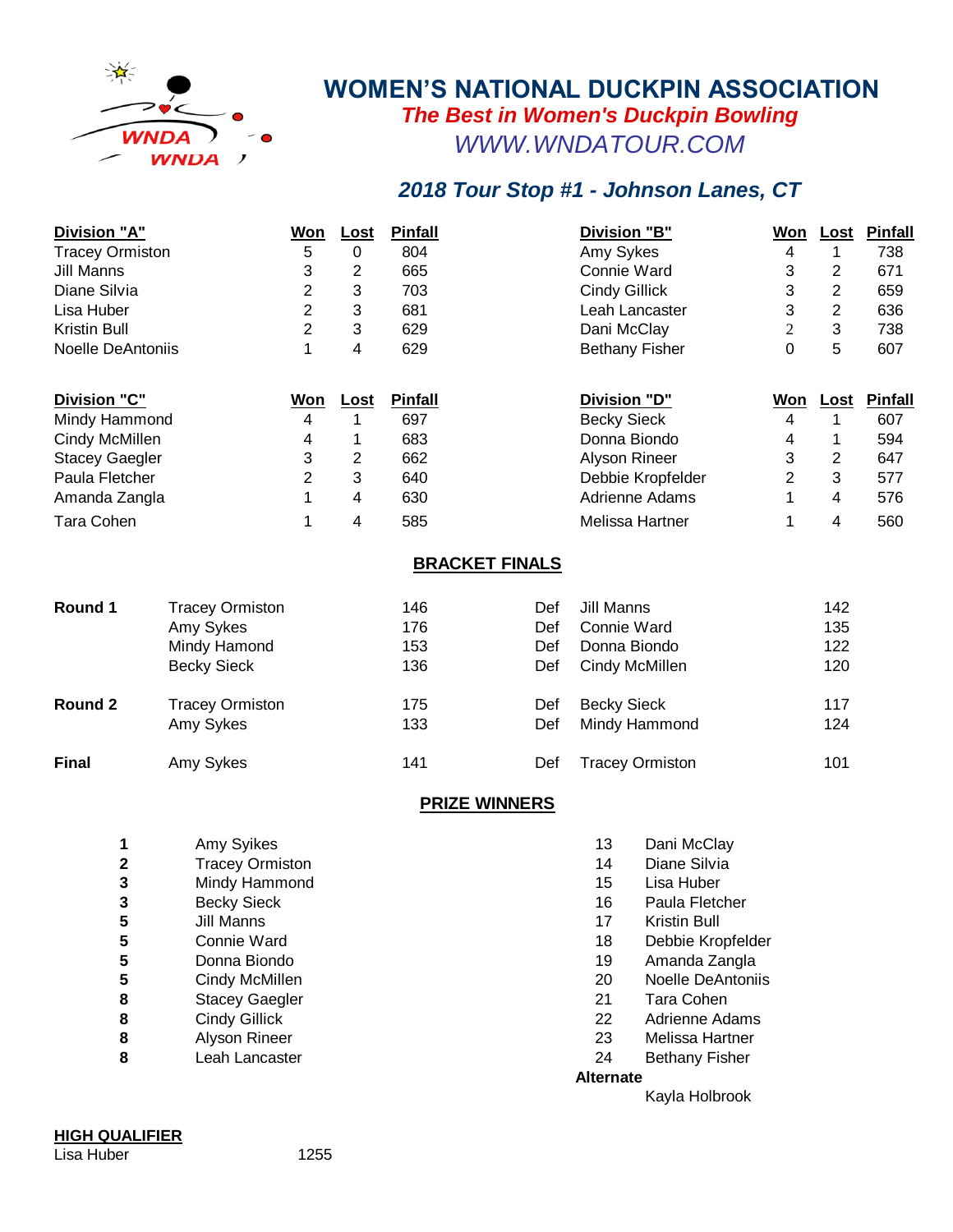# WOMEN'S NATIONAL DUCKPIN ASSOCIATION

***The Best in Women's Duckpin Bowling***

*WWW.WNDATOUR.COM*

## *2018 Tour Stop #1 - Johnson Lanes, CT*

| Division "A" | Won | Lost | Pinfall |
|---|---|---|---|
| Tracey Ormiston | 5 | 0 | 804 |
| Jill Manns | 3 | 2 | 665 |
| Diane Silvia | 2 | 3 | 703 |
| Lisa Huber | 2 | 3 | 681 |
| Kristin Bull | 2 | 3 | 629 |
| Noelle DeAntoniis | 1 | 4 | 629 |

| Division "B" | Won | Lost | Pinfall |
|---|---|---|---|
| Amy Sykes | 4 | 1 | 738 |
| Connie Ward | 3 | 2 | 671 |
| Cindy Gillick | 3 | 2 | 659 |
| Leah Lancaster | 3 | 2 | 636 |
| Dani McClay | 2 | 3 | 738 |
| Bethany Fisher | 0 | 5 | 607 |

| Division "C" | Won | Lost | Pinfall |
|---|---|---|---|
| Mindy Hammond | 4 | 1 | 697 |
| Cindy McMillen | 4 | 1 | 683 |
| Stacey Gaegler | 3 | 2 | 662 |
| Paula Fletcher | 2 | 3 | 640 |
| Amanda Zangla | 1 | 4 | 630 |
| Tara Cohen | 1 | 4 | 585 |

| Division "D" | Won | Lost | Pinfall |
|---|---|---|---|
| Becky Sieck | 4 | 1 | 607 |
| Donna Biondo | 4 | 1 | 594 |
| Alyson Rineer | 3 | 2 | 647 |
| Debbie Kropfelder | 2 | 3 | 577 |
| Adrienne Adams | 1 | 4 | 576 |
| Melissa Hartner | 1 | 4 | 560 |

## BRACKET FINALS

| Round | Winner | Score | | Opponent | Score |
|---|---|---|---|---|---|
| **Round 1** | Tracey Ormiston | 146 | Def | Jill Manns | 142 |
| | Amy Sykes | 176 | Def | Connie Ward | 135 |
| | Mindy Hamond | 153 | Def | Donna Biondo | 122 |
| | Becky Sieck | 136 | Def | Cindy McMillen | 120 |
| **Round 2** | Tracey Ormiston | 175 | Def | Becky Sieck | 117 |
| | Amy Sykes | 133 | Def | Mindy Hammond | 124 |
| **Final** | Amy Sykes | 141 | Def | Tracey Ormiston | 101 |

## PRIZE WINNERS

| Place | Name |
|---|---|
| **1** | Amy Sikes |
| **2** | Tracey Ormiston |
| **3** | Mindy Hammond |
| **3** | Becky Sieck |
| **5** | Jill Manns |
| **5** | Connie Ward |
| **5** | Donna Biondo |
| **5** | Cindy McMillen |
| **8** | Stacey Gaegler |
| **8** | Cindy Gillick |
| **8** | Alyson Rineer |
| **8** | Leah Lancaster |
| 13 | Dani McClay |
| 14 | Diane Silvia |
| 15 | Lisa Huber |
| 16 | Paula Fletcher |
| 17 | Kristin Bull |
| 18 | Debbie Kropfelder |
| 19 | Amanda Zangla |
| 20 | Noelle DeAntoniis |
| 21 | Tara Cohen |
| 22 | Adrienne Adams |
| 23 | Melissa Hartner |
| 24 | Bethany Fisher |

**Alternate**

Kayla Holbrook

**HIGH QUALIFIER**

Lisa Huber 1255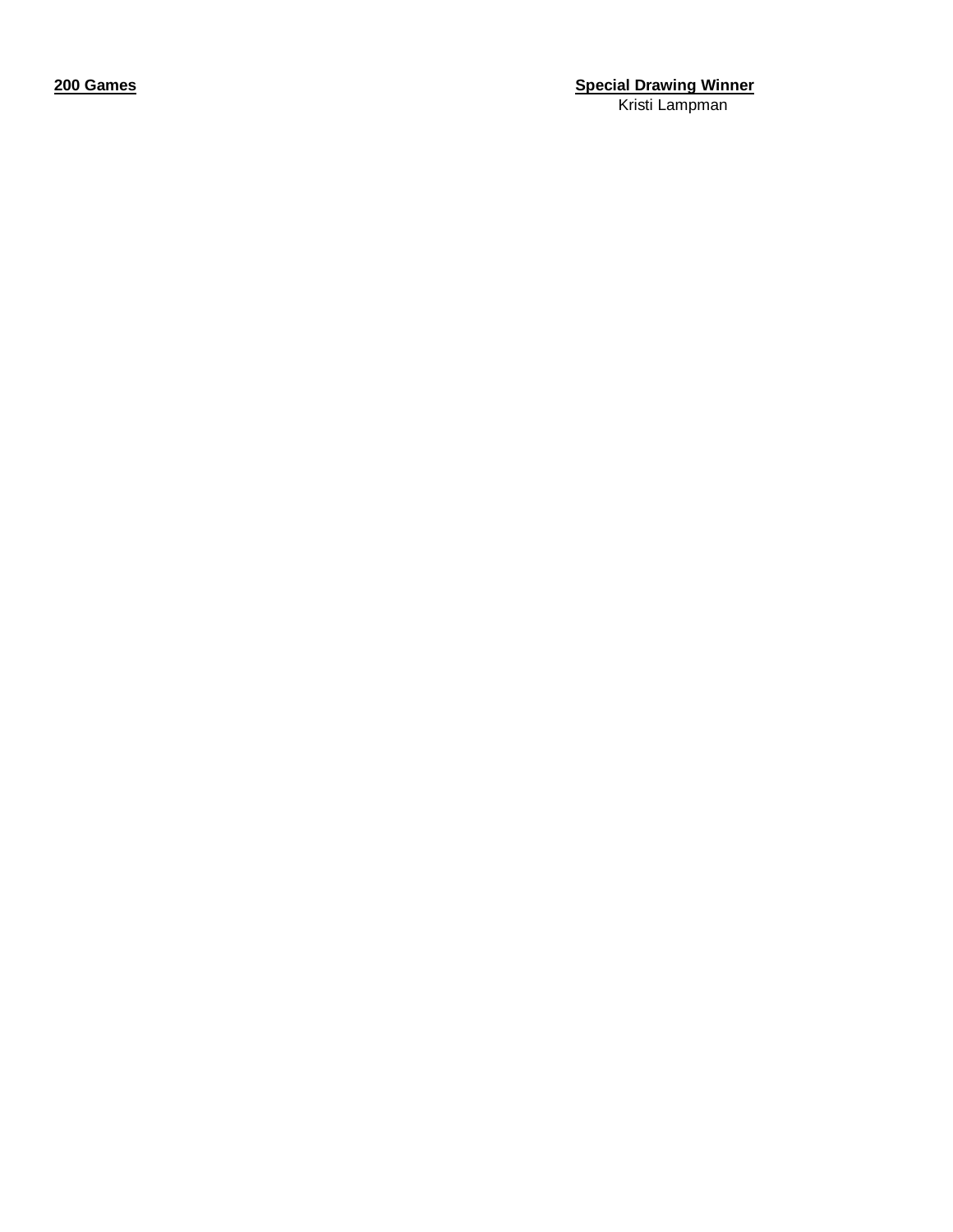**200 Games**

**Special Drawing Winner**

Kristi Lampman